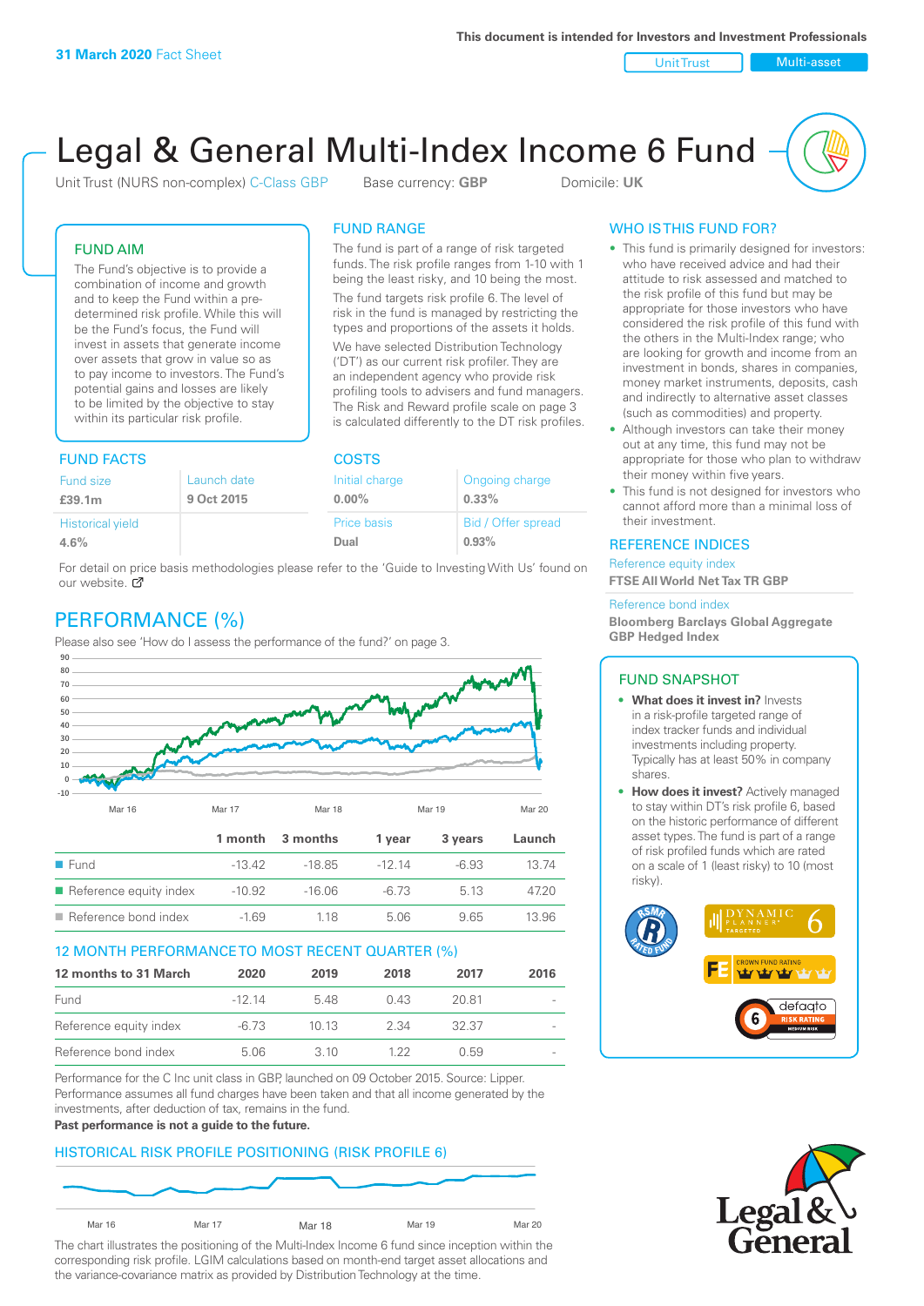**31 March 2020** Fact Sheet

This document is intended for Investors and Investment Professionals

Unit Trust | Multi-asset

# Legal & General Multi-Index Income 6 Fund

Unit Trust (NURS non-complex) C-Class GBP    Base currency: **GBP**    Domicile: **UK**

## FUND AIM

The Fund's objective is to provide a combination of income and growth and to keep the Fund within a pre-determined risk profile. While this will be the Fund's focus, the Fund will invest in assets that generate income over assets that grow in value so as to pay income to investors. The Fund's potential gains and losses are likely to be limited by the objective to stay within its particular risk profile.

## FUND RANGE

The fund is part of a range of risk targeted funds. The risk profile ranges from 1-10 with 1 being the least risky, and 10 being the most.

The fund targets risk profile 6. The level of risk in the fund is managed by restricting the types and proportions of the assets it holds.

We have selected Distribution Technology ('DT') as our current risk profiler. They are an independent agency who provide risk profiling tools to advisers and fund managers. The Risk and Reward profile scale on page 3 is calculated differently to the DT risk profiles.

## FUND FACTS

| Fund size | Launch date |
|---|---|
| **£39.1m** | **9 Oct 2015** |
| Historical yield | |
| **4.6%** | |

## COSTS

| Initial charge | Ongoing charge |
|---|---|
| **0.00%** | **0.33%** |
| Price basis | Bid / Offer spread |
| **Dual** | **0.93%** |

For detail on price basis methodologies please refer to the 'Guide to Investing With Us' found on our website.

## PERFORMANCE (%)

Please also see 'How do I assess the performance of the fund?' on page 3.

90
80
70
60
50
40
30
20
10
0
-10
Mar 16 Mar 17 Mar 18 Mar 19 Mar 20

| | 1 month | 3 months | 1 year | 3 years | Launch |
|---|---|---|---|---|---|
| Fund | -13.42 | -18.85 | -12.14 | -6.93 | 13.74 |
| Reference equity index | -10.92 | -16.06 | -6.73 | 5.13 | 47.20 |
| Reference bond index | -1.69 | 1.18 | 5.06 | 9.65 | 13.96 |

## 12 MONTH PERFORMANCE TO MOST RECENT QUARTER (%)

| 12 months to 31 March | 2020 | 2019 | 2018 | 2017 | 2016 |
|---|---|---|---|---|---|
| Fund | -12.14 | 5.48 | 0.43 | 20.81 | - |
| Reference equity index | -6.73 | 10.13 | 2.34 | 32.37 | - |
| Reference bond index | 5.06 | 3.10 | 1.22 | 0.59 | - |

Performance for the C Inc unit class in GBP, launched on 09 October 2015. Source: Lipper. Performance assumes all fund charges have been taken and that all income generated by the investments, after deduction of tax, remains in the fund.

**Past performance is not a guide to the future.**

## HISTORICAL RISK PROFILE POSITIONING (RISK PROFILE 6)

Mar 16 Mar 17 Mar 18 Mar 19 Mar 20

The chart illustrates the positioning of the Multi-Index Income 6 fund since inception within the corresponding risk profile. LGIM calculations based on month-end target asset allocations and the variance-covariance matrix as provided by Distribution Technology at the time.

## WHO IS THIS FUND FOR?

- This fund is primarily designed for investors: who have received advice and had their attitude to risk assessed and matched to the risk profile of this fund but may be appropriate for those investors who have considered the risk profile of this fund with the others in the Multi-Index range; who are looking for growth and income from an investment in bonds, shares in companies, money market instruments, deposits, cash and indirectly to alternative asset classes (such as commodities) and property.
- Although investors can take their money out at any time, this fund may not be appropriate for those who plan to withdraw their money within five years.
- This fund is not designed for investors who cannot afford more than a minimal loss of their investment.

## REFERENCE INDICES

Reference equity index
**FTSE All World Net Tax TR GBP**

Reference bond index
**Bloomberg Barclays Global Aggregate GBP Hedged Index**

## FUND SNAPSHOT

- **What does it invest in?** Invests in a risk-profile targeted range of index tracker funds and individual investments including property. Typically has at least 50% in company shares.
- **How does it invest?** Actively managed to stay within DT's risk profile 6, based on the historic performance of different asset types. The fund is part of a range of risk profiled funds which are rated on a scale of 1 (least risky) to 10 (most risky).

RSMR RATED FUND
DYNAMIC PLANNER TARGETED 6
FE CROWN FUND RATING
defaqto 6 RISK RATING MEDIUM RISK

Legal & General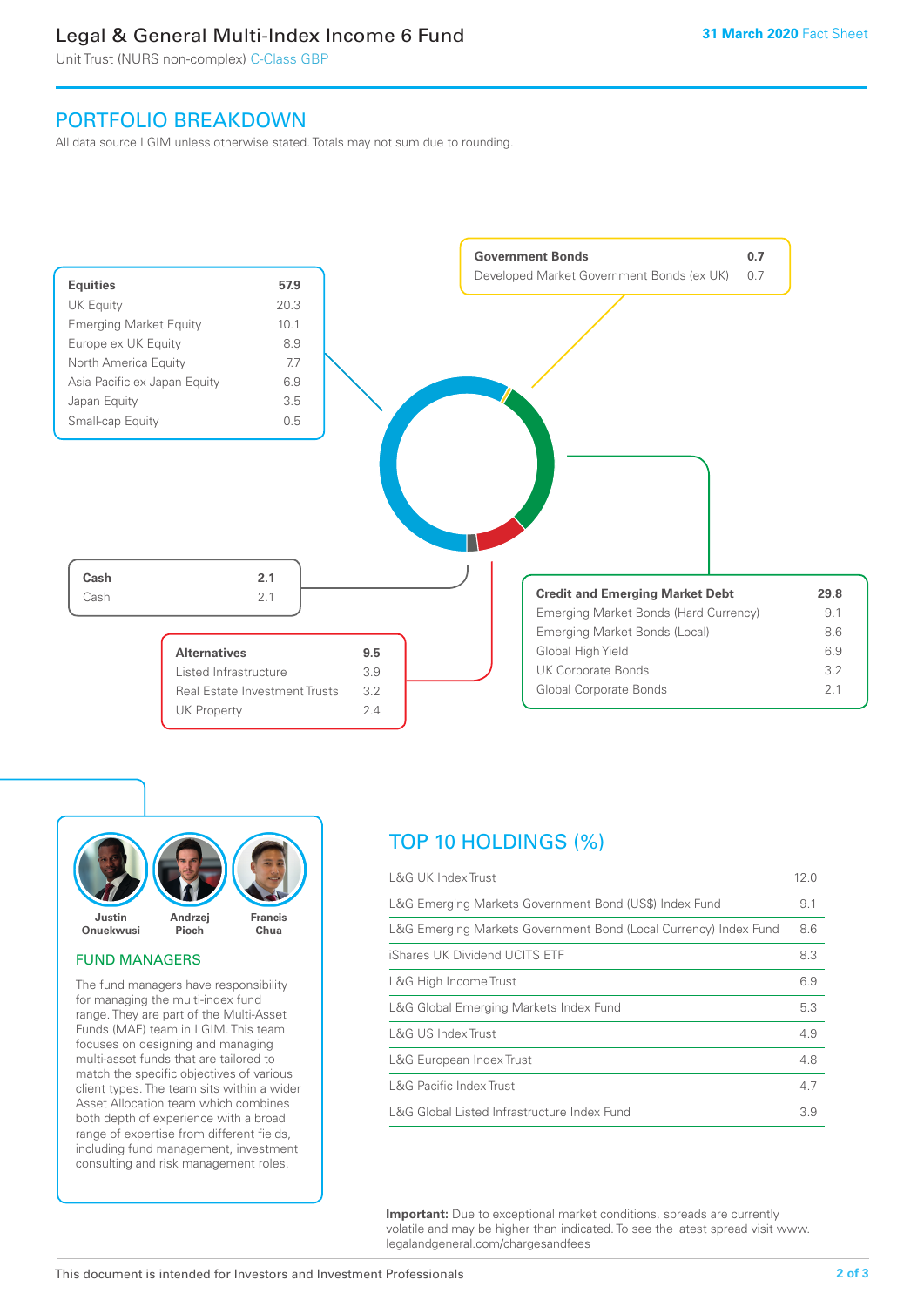# Legal & General Multi-Index Income 6 Fund

Unit Trust (NURS non-complex) C-Class GBP

**31 March 2020** Fact Sheet

## PORTFOLIO BREAKDOWN

All data source LGIM unless otherwise stated. Totals may not sum due to rounding.

| Equities | 57.9 |
|---|---|
| UK Equity | 20.3 |
| Emerging Market Equity | 10.1 |
| Europe ex UK Equity | 8.9 |
| North America Equity | 7.7 |
| Asia Pacific ex Japan Equity | 6.9 |
| Japan Equity | 3.5 |
| Small-cap Equity | 0.5 |

| Government Bonds | 0.7 |
|---|---|
| Developed Market Government Bonds (ex UK) | 0.7 |

| Cash | 2.1 |
|---|---|
| Cash | 2.1 |

| Alternatives | 9.5 |
|---|---|
| Listed Infrastructure | 3.9 |
| Real Estate Investment Trusts | 3.2 |
| UK Property | 2.4 |

| Credit and Emerging Market Debt | 29.8 |
|---|---|
| Emerging Market Bonds (Hard Currency) | 9.1 |
| Emerging Market Bonds (Local) | 8.6 |
| Global High Yield | 6.9 |
| UK Corporate Bonds | 3.2 |
| Global Corporate Bonds | 2.1 |

Justin Onuekwusi
Andrzej Pioch
Francis Chua

### FUND MANAGERS

The fund managers have responsibility for managing the multi-index fund range. They are part of the Multi-Asset Funds (MAF) team in LGIM. This team focuses on designing and managing multi-asset funds that are tailored to match the specific objectives of various client types. The team sits within a wider Asset Allocation team which combines both depth of experience with a broad range of expertise from different fields, including fund management, investment consulting and risk management roles.

## TOP 10 HOLDINGS (%)

| | |
|---|---|
| L&G UK Index Trust | 12.0 |
| L&G Emerging Markets Government Bond (US$) Index Fund | 9.1 |
| L&G Emerging Markets Government Bond (Local Currency) Index Fund | 8.6 |
| iShares UK Dividend UCITS ETF | 8.3 |
| L&G High Income Trust | 6.9 |
| L&G Global Emerging Markets Index Fund | 5.3 |
| L&G US Index Trust | 4.9 |
| L&G European Index Trust | 4.8 |
| L&G Pacific Index Trust | 4.7 |
| L&G Global Listed Infrastructure Index Fund | 3.9 |

**Important:** Due to exceptional market conditions, spreads are currently volatile and may be higher than indicated. To see the latest spread visit www.legalandgeneral.com/chargesandfees

This document is intended for Investors and Investment Professionals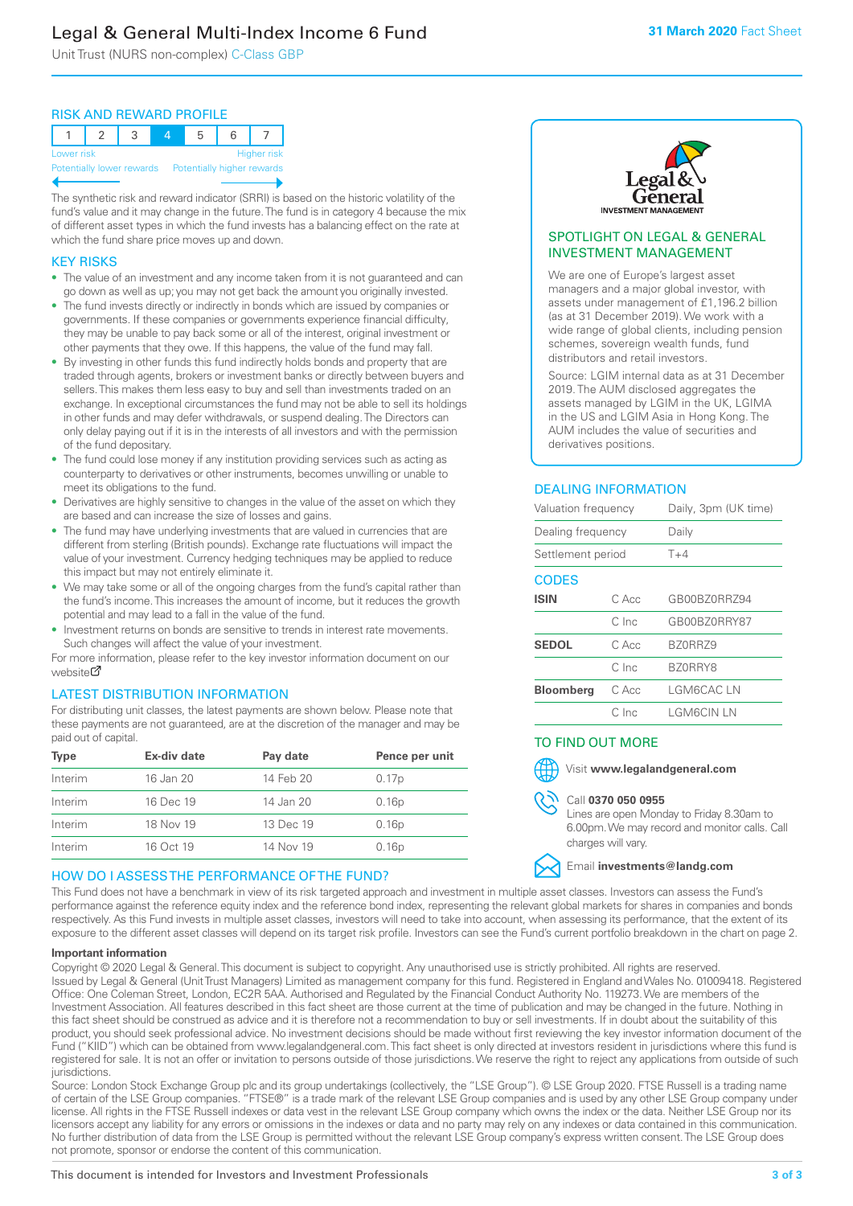# Legal & General Multi-Index Income 6 Fund

Unit Trust (NURS non-complex) C-Class GBP

31 March 2020 Fact Sheet

## RISK AND REWARD PROFILE

| 1 | 2 | 3 | 4 | 5 | 6 | 7 |
|---|---|---|---|---|---|---|

Lower risk — Higher risk

Potentially lower rewards — Potentially higher rewards

The synthetic risk and reward indicator (SRRI) is based on the historic volatility of the fund's value and it may change in the future. The fund is in category 4 because the mix of different asset types in which the fund invests has a balancing effect on the rate at which the fund share price moves up and down.

## KEY RISKS

- The value of an investment and any income taken from it is not guaranteed and can go down as well as up; you may not get back the amount you originally invested.
- The fund invests directly or indirectly in bonds which are issued by companies or governments. If these companies or governments experience financial difficulty, they may be unable to pay back some or all of the interest, original investment or other payments that they owe. If this happens, the value of the fund may fall.
- By investing in other funds this fund indirectly holds bonds and property that are traded through agents, brokers or investment banks or directly between buyers and sellers. This makes them less easy to buy and sell than investments traded on an exchange. In exceptional circumstances the fund may not be able to sell its holdings in other funds and may defer withdrawals, or suspend dealing. The Directors can only delay paying out if it is in the interests of all investors and with the permission of the fund depositary.
- The fund could lose money if any institution providing services such as acting as counterparty to derivatives or other instruments, becomes unwilling or unable to meet its obligations to the fund.
- Derivatives are highly sensitive to changes in the value of the asset on which they are based and can increase the size of losses and gains.
- The fund may have underlying investments that are valued in currencies that are different from sterling (British pounds). Exchange rate fluctuations will impact the value of your investment. Currency hedging techniques may be applied to reduce this impact but may not entirely eliminate it.
- We may take some or all of the ongoing charges from the fund's capital rather than the fund's income. This increases the amount of income, but it reduces the growth potential and may lead to a fall in the value of the fund.
- Investment returns on bonds are sensitive to trends in interest rate movements. Such changes will affect the value of your investment.

For more information, please refer to the key investor information document on our website

## LATEST DISTRIBUTION INFORMATION

For distributing unit classes, the latest payments are shown below. Please note that these payments are not guaranteed, are at the discretion of the manager and may be paid out of capital.

| Type | Ex-div date | Pay date | Pence per unit |
|---|---|---|---|
| Interim | 16 Jan 20 | 14 Feb 20 | 0.17p |
| Interim | 16 Dec 19 | 14 Jan 20 | 0.16p |
| Interim | 18 Nov 19 | 13 Dec 19 | 0.16p |
| Interim | 16 Oct 19 | 14 Nov 19 | 0.16p |

## SPOTLIGHT ON LEGAL & GENERAL INVESTMENT MANAGEMENT

We are one of Europe's largest asset managers and a major global investor, with assets under management of £1,196.2 billion (as at 31 December 2019). We work with a wide range of global clients, including pension schemes, sovereign wealth funds, fund distributors and retail investors.

Source: LGIM internal data as at 31 December 2019. The AUM disclosed aggregates the assets managed by LGIM in the UK, LGIMA in the US and LGIM Asia in Hong Kong. The AUM includes the value of securities and derivatives positions.

## DEALING INFORMATION

| | |
|---|---|
| Valuation frequency | Daily, 3pm (UK time) |
| Dealing frequency | Daily |
| Settlement period | T+4 |

## CODES

| | | |
|---|---|---|
| **ISIN** | C Acc | GB00BZ0RRZ94 |
| | C Inc | GB00BZ0RRY87 |
| **SEDOL** | C Acc | BZ0RRZ9 |
| | C Inc | BZ0RRY8 |
| **Bloomberg** | C Acc | LGM6CAC LN |
| | C Inc | LGM6CIN LN |

## TO FIND OUT MORE

Visit **www.legalandgeneral.com**

Call **0370 050 0955**
Lines are open Monday to Friday 8.30am to 6.00pm. We may record and monitor calls. Call charges will vary.

Email **investments@landg.com**

## HOW DO I ASSESS THE PERFORMANCE OF THE FUND?

This Fund does not have a benchmark in view of its risk targeted approach and investment in multiple asset classes. Investors can assess the Fund's performance against the reference equity index and the reference bond index, representing the relevant global markets for shares in companies and bonds respectively. As this Fund invests in multiple asset classes, investors will need to take into account, when assessing its performance, that the extent of its exposure to the different asset classes will depend on its target risk profile. Investors can see the Fund's current portfolio breakdown in the chart on page 2.

### Important information

Copyright © 2020 Legal & General. This document is subject to copyright. Any unauthorised use is strictly prohibited. All rights are reserved.

Issued by Legal & General (Unit Trust Managers) Limited as management company for this fund. Registered in England and Wales No. 01009418. Registered Office: One Coleman Street, London, EC2R 5AA. Authorised and Regulated by the Financial Conduct Authority No. 119273. We are members of the Investment Association. All features described in this fact sheet are those current at the time of publication and may be changed in the future. Nothing in this fact sheet should be construed as advice and it is therefore not a recommendation to buy or sell investments. If in doubt about the suitability of this product, you should seek professional advice. No investment decisions should be made without first reviewing the key investor information document of the Fund ("KIID") which can be obtained from www.legalandgeneral.com. This fact sheet is only directed at investors resident in jurisdictions where this fund is registered for sale. It is not an offer or invitation to persons outside of those jurisdictions. We reserve the right to reject any applications from outside of such jurisdictions.

Source: London Stock Exchange Group plc and its group undertakings (collectively, the "LSE Group"). © LSE Group 2020. FTSE Russell is a trading name of certain of the LSE Group companies. "FTSE®" is a trade mark of the relevant LSE Group companies and is used by any other LSE Group company under license. All rights in the FTSE Russell indexes or data vest in the relevant LSE Group company which owns the index or the data. Neither LSE Group nor its licensors accept any liability for any errors or omissions in the indexes or data and no party may rely on any indexes or data contained in this communication. No further distribution of data from the LSE Group is permitted without the relevant LSE Group company's express written consent. The LSE Group does not promote, sponsor or endorse the content of this communication.

This document is intended for Investors and Investment Professionals